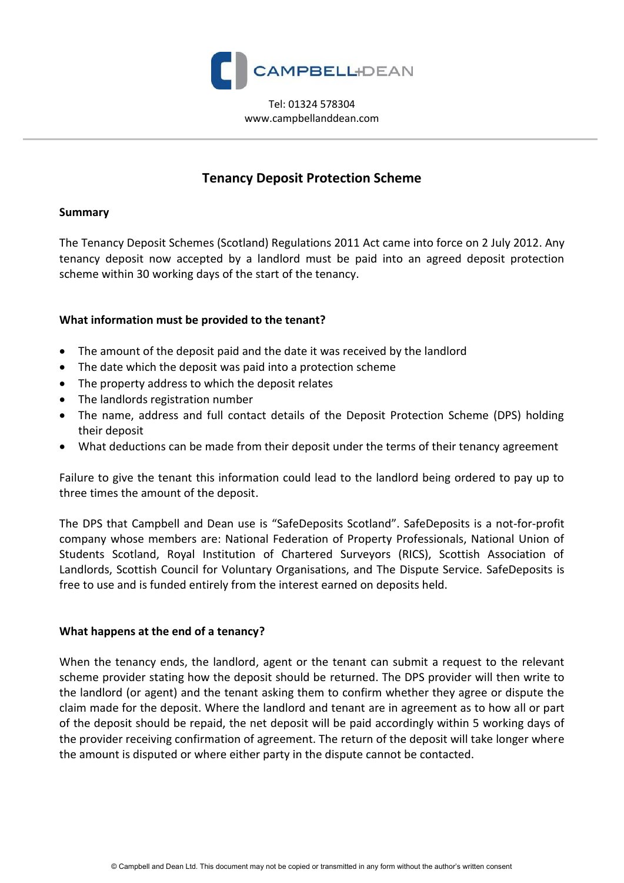CAMPBELL+DEAN

Tel: 01324 578304
www.campbellanddean.com

# Tenancy Deposit Protection Scheme

**Summary**

The Tenancy Deposit Schemes (Scotland) Regulations 2011 Act came into force on 2 July 2012. Any tenancy deposit now accepted by a landlord must be paid into an agreed deposit protection scheme within 30 working days of the start of the tenancy.

**What information must be provided to the tenant?**

- The amount of the deposit paid and the date it was received by the landlord
- The date which the deposit was paid into a protection scheme
- The property address to which the deposit relates
- The landlords registration number
- The name, address and full contact details of the Deposit Protection Scheme (DPS) holding their deposit
- What deductions can be made from their deposit under the terms of their tenancy agreement

Failure to give the tenant this information could lead to the landlord being ordered to pay up to three times the amount of the deposit.

The DPS that Campbell and Dean use is "SafeDeposits Scotland". SafeDeposits is a not-for-profit company whose members are: National Federation of Property Professionals, National Union of Students Scotland, Royal Institution of Chartered Surveyors (RICS), Scottish Association of Landlords, Scottish Council for Voluntary Organisations, and The Dispute Service. SafeDeposits is free to use and is funded entirely from the interest earned on deposits held.

**What happens at the end of a tenancy?**

When the tenancy ends, the landlord, agent or the tenant can submit a request to the relevant scheme provider stating how the deposit should be returned. The DPS provider will then write to the landlord (or agent) and the tenant asking them to confirm whether they agree or dispute the claim made for the deposit. Where the landlord and tenant are in agreement as to how all or part of the deposit should be repaid, the net deposit will be paid accordingly within 5 working days of the provider receiving confirmation of agreement. The return of the deposit will take longer where the amount is disputed or where either party in the dispute cannot be contacted.

© Campbell and Dean Ltd. This document may not be copied or transmitted in any form without the author's written consent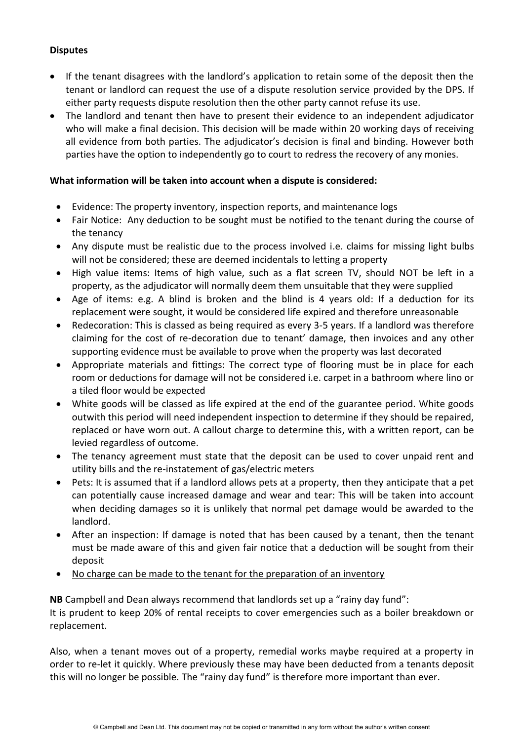**Disputes**

- If the tenant disagrees with the landlord's application to retain some of the deposit then the tenant or landlord can request the use of a dispute resolution service provided by the DPS. If either party requests dispute resolution then the other party cannot refuse its use.
- The landlord and tenant then have to present their evidence to an independent adjudicator who will make a final decision. This decision will be made within 20 working days of receiving all evidence from both parties. The adjudicator's decision is final and binding. However both parties have the option to independently go to court to redress the recovery of any monies.

**What information will be taken into account when a dispute is considered:**

- Evidence: The property inventory, inspection reports, and maintenance logs
- Fair Notice: Any deduction to be sought must be notified to the tenant during the course of the tenancy
- Any dispute must be realistic due to the process involved i.e. claims for missing light bulbs will not be considered; these are deemed incidentals to letting a property
- High value items: Items of high value, such as a flat screen TV, should NOT be left in a property, as the adjudicator will normally deem them unsuitable that they were supplied
- Age of items: e.g. A blind is broken and the blind is 4 years old: If a deduction for its replacement were sought, it would be considered life expired and therefore unreasonable
- Redecoration: This is classed as being required as every 3-5 years. If a landlord was therefore claiming for the cost of re-decoration due to tenant' damage, then invoices and any other supporting evidence must be available to prove when the property was last decorated
- Appropriate materials and fittings: The correct type of flooring must be in place for each room or deductions for damage will not be considered i.e. carpet in a bathroom where lino or a tiled floor would be expected
- White goods will be classed as life expired at the end of the guarantee period. White goods outwith this period will need independent inspection to determine if they should be repaired, replaced or have worn out. A callout charge to determine this, with a written report, can be levied regardless of outcome.
- The tenancy agreement must state that the deposit can be used to cover unpaid rent and utility bills and the re-instatement of gas/electric meters
- Pets: It is assumed that if a landlord allows pets at a property, then they anticipate that a pet can potentially cause increased damage and wear and tear: This will be taken into account when deciding damages so it is unlikely that normal pet damage would be awarded to the landlord.
- After an inspection: If damage is noted that has been caused by a tenant, then the tenant must be made aware of this and given fair notice that a deduction will be sought from their deposit
- <u>No charge can be made to the tenant for the preparation of an inventory</u>

**NB** Campbell and Dean always recommend that landlords set up a "rainy day fund":
It is prudent to keep 20% of rental receipts to cover emergencies such as a boiler breakdown or replacement.

Also, when a tenant moves out of a property, remedial works maybe required at a property in order to re-let it quickly. Where previously these may have been deducted from a tenants deposit this will no longer be possible. The "rainy day fund" is therefore more important than ever.